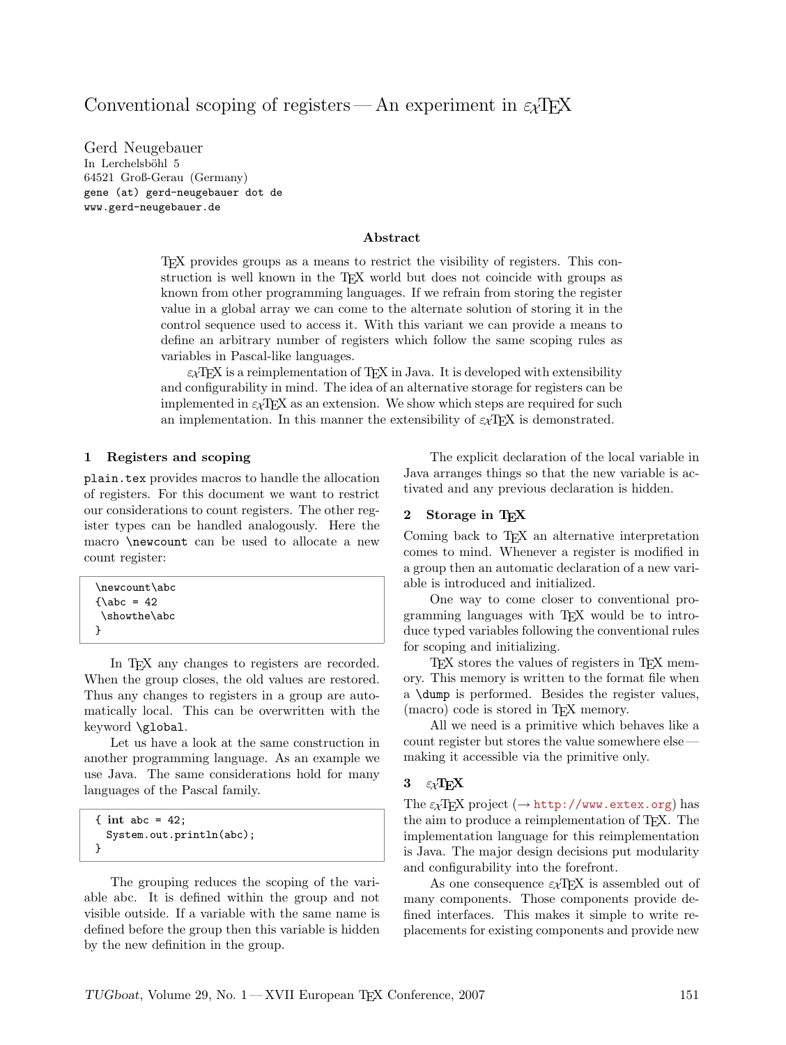# Conventional scoping of registers — An experiment in εχTEX

Gerd Neugebauer
In Lerchelsböhl 5
64521 Groß-Gerau (Germany)
gene (at) gerd-neugebauer dot de
www.gerd-neugebauer.de

### Abstract

TEX provides groups as a means to restrict the visibility of registers. This construction is well known in the TEX world but does not coincide with groups as known from other programming languages. If we refrain from storing the register value in a global array we can come to the alternate solution of storing it in the control sequence used to access it. With this variant we can provide a means to define an arbitrary number of registers which follow the same scoping rules as variables in Pascal-like languages.

εχTEX is a reimplementation of TEX in Java. It is developed with extensibility and configurability in mind. The idea of an alternative storage for registers can be implemented in εχTEX as an extension. We show which steps are required for such an implementation. In this manner the extensibility of εχTEX is demonstrated.

## 1 Registers and scoping

`plain.tex` provides macros to handle the allocation of registers. For this document we want to restrict our considerations to count registers. The other register types can be handled analogously. Here the macro `\newcount` can be used to allocate a new count register:

```
\newcount\abc
{\abc = 42
 \showthe\abc
}
```

In TEX any changes to registers are recorded. When the group closes, the old values are restored. Thus any changes to registers in a group are automatically local. This can be overwritten with the keyword `\global`.

Let us have a look at the same construction in another programming language. As an example we use Java. The same considerations hold for many languages of the Pascal family.

```
{ int abc = 42;
  System.out.println(abc);
}
```

The grouping reduces the scoping of the variable abc. It is defined within the group and not visible outside. If a variable with the same name is defined before the group then this variable is hidden by the new definition in the group.

The explicit declaration of the local variable in Java arranges things so that the new variable is activated and any previous declaration is hidden.

## 2 Storage in TEX

Coming back to TEX an alternative interpretation comes to mind. Whenever a register is modified in a group then an automatic declaration of a new variable is introduced and initialized.

One way to come closer to conventional programming languages with TEX would be to introduce typed variables following the conventional rules for scoping and initializing.

TEX stores the values of registers in TEX memory. This memory is written to the format file when a `\dump` is performed. Besides the register values, (macro) code is stored in TEX memory.

All we need is a primitive which behaves like a count register but stores the value somewhere else — making it accessible via the primitive only.

## 3 εχTEX

The εχTEX project (→ http://www.extex.org) has the aim to produce a reimplementation of TEX. The implementation language for this reimplementation is Java. The major design decisions put modularity and configurability into the forefront.

As one consequence εχTEX is assembled out of many components. Those components provide defined interfaces. This makes it simple to write replacements for existing components and provide new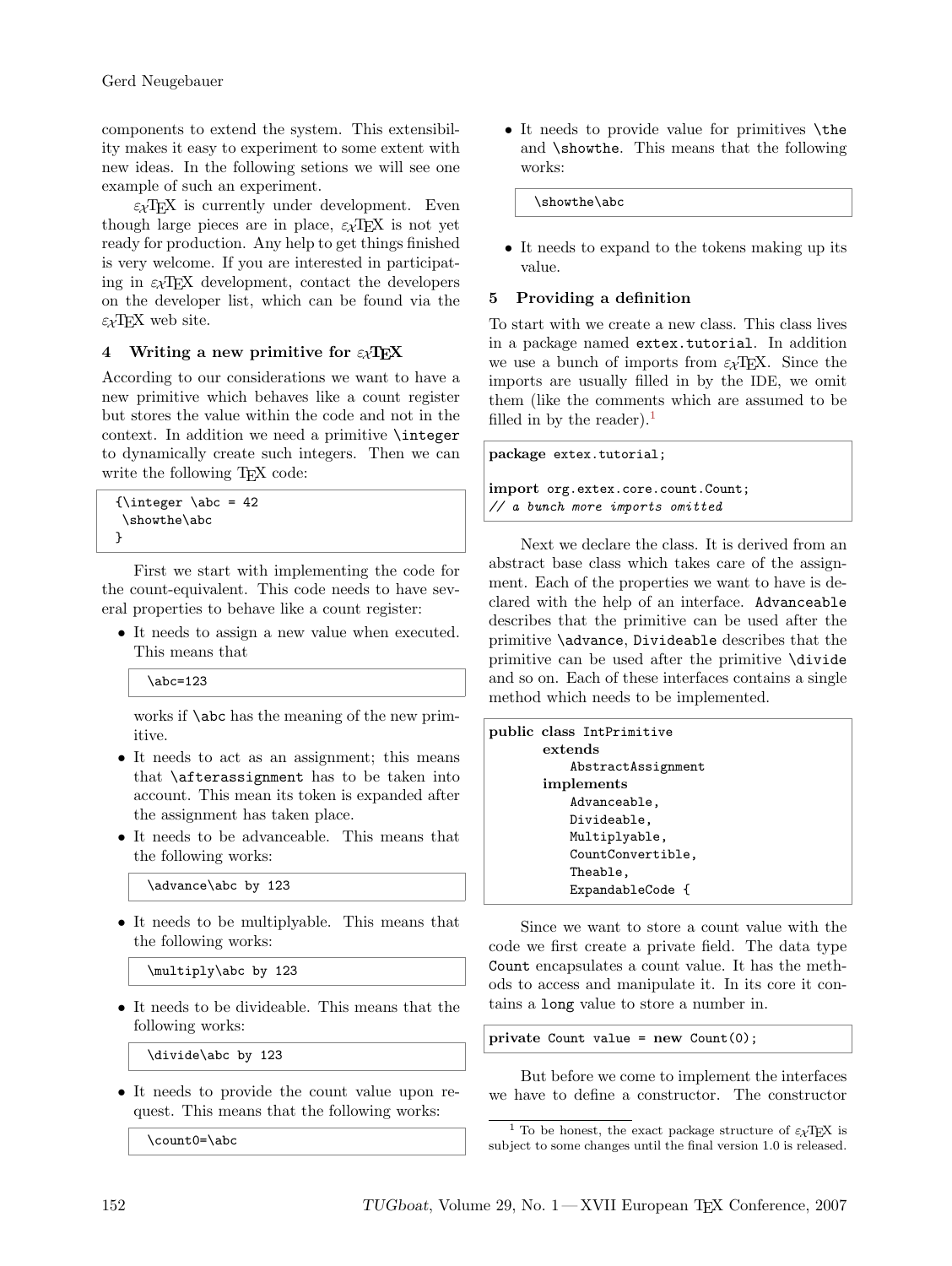components to extend the system. This extensibility makes it easy to experiment to some extent with new ideas. In the following setions we will see one example of such an experiment.

εχTEX is currently under development. Even though large pieces are in place, εχTEX is not yet ready for production. Any help to get things finished is very welcome. If you are interested in participating in εχTEX development, contact the developers on the developer list, which can be found via the εχTEX web site.

## 4 Writing a new primitive for εχTEX

According to our considerations we want to have a new primitive which behaves like a count register but stores the value within the code and not in the context. In addition we need a primitive `\integer` to dynamically create such integers. Then we can write the following TEX code:

```
{\integer \abc = 42
 \showthe\abc
}
```

First we start with implementing the code for the count-equivalent. This code needs to have several properties to behave like a count register:

- It needs to assign a new value when executed. This means that

  ```
  \abc=123
  ```

  works if `\abc` has the meaning of the new primitive.
- It needs to act as an assignment; this means that `\afterassignment` has to be taken into account. This mean its token is expanded after the assignment has taken place.
- It needs to be advanceable. This means that the following works:

  ```
  \advance\abc by 123
  ```

- It needs to be multiplyable. This means that the following works:

  ```
  \multiply\abc by 123
  ```

- It needs to be divideable. This means that the following works:

  ```
  \divide\abc by 123
  ```

- It needs to provide the count value upon request. This means that the following works:

  ```
  \count0=\abc
  ```

- It needs to provide value for primitives `\the` and `\showthe`. This means that the following works:

  ```
  \showthe\abc
  ```

- It needs to expand to the tokens making up its value.

## 5 Providing a definition

To start with we create a new class. This class lives in a package named `extex.tutorial`. In addition we use a bunch of imports from εχTEX. Since the imports are usually filled in by the IDE, we omit them (like the comments which are assumed to be filled in by the reader).[1]

```
package extex.tutorial;

import org.extex.core.count.Count;
// a bunch more imports omitted
```

Next we declare the class. It is derived from an abstract base class which takes care of the assignment. Each of the properties we want to have is declared with the help of an interface. `Advanceable` describes that the primitive can be used after the primitive `\advance`, `Divideable` describes that the primitive can be used after the primitive `\divide` and so on. Each of these interfaces contains a single method which needs to be implemented.

```
public class IntPrimitive
        extends
            AbstractAssignment
        implements
            Advanceable,
            Divideable,
            Multiplyable,
            CountConvertible,
            Theable,
            ExpandableCode {
```

Since we want to store a count value with the code we first create a private field. The data type `Count` encapsulates a count value. It has the methods to access and manipulate it. In its core it contains a `long` value to store a number in.

```
private Count value = new Count(0);
```

But before we come to implement the interfaces we have to define a constructor. The constructor

[1] To be honest, the exact package structure of εχTEX is subject to some changes until the final version 1.0 is released.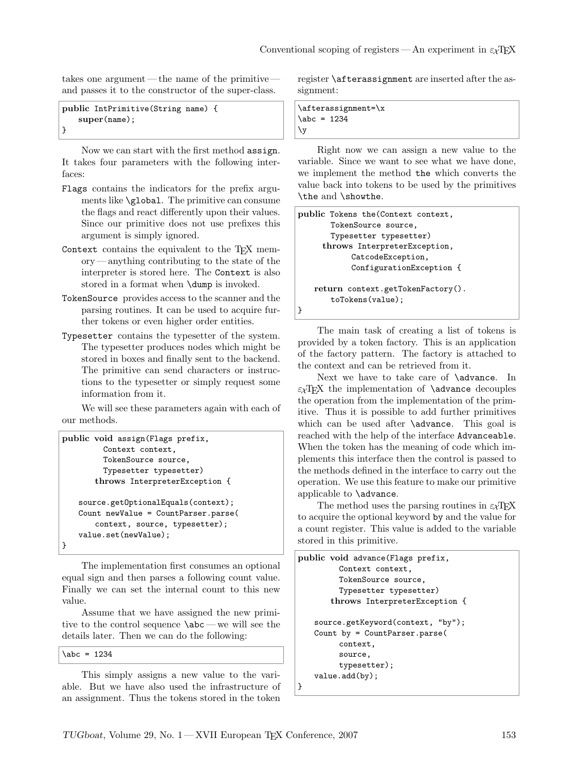takes one argument — the name of the primitive — and passes it to the constructor of the super-class.

```
public IntPrimitive(String name) {
    super(name);
}
```

Now we can start with the first method `assign`. It takes four parameters with the following interfaces:

`Flags` contains the indicators for the prefix arguments like `\global`. The primitive can consume the flags and react differently upon their values. Since our primitive does not use prefixes this argument is simply ignored.

`Context` contains the equivalent to the TeX memory — anything contributing to the state of the interpreter is stored here. The `Context` is also stored in a format when `\dump` is invoked.

`TokenSource` provides access to the scanner and the parsing routines. It can be used to acquire further tokens or even higher order entities.

`Typesetter` contains the typesetter of the system. The typesetter produces nodes which might be stored in boxes and finally sent to the backend. The primitive can send characters or instructions to the typesetter or simply request some information from it.

We will see these parameters again with each of our methods.

```
public void assign(Flags prefix,
        Context context,
        TokenSource source,
        Typesetter typesetter)
      throws InterpreterException {

   source.getOptionalEquals(context);
   Count newValue = CountParser.parse(
      context, source, typesetter);
   value.set(newValue);
}
```

The implementation first consumes an optional equal sign and then parses a following count value. Finally we can set the internal count to this new value.

Assume that we have assigned the new primitive to the control sequence `\abc` — we will see the details later. Then we can do the following:

```
\abc = 1234
```

This simply assigns a new value to the variable. But we have also used the infrastructure of an assignment. Thus the tokens stored in the token register `\afterassignment` are inserted after the assignment:

```
\afterassignment=\x
\abc = 1234
\y
```

Right now we can assign a new value to the variable. Since we want to see what we have done, we implement the method `the` which converts the value back into tokens to be used by the primitives `\the` and `\showthe`.

```
public Tokens the(Context context,
       TokenSource source,
       Typesetter typesetter)
     throws InterpreterException,
          CatcodeException,
          ConfigurationException {

   return context.getTokenFactory().
       toTokens(value);
}
```

The main task of creating a list of tokens is provided by a token factory. This is an application of the factory pattern. The factory is attached to the context and can be retrieved from it.

Next we have to take care of `\advance`. In $\varepsilon_\chi$TeX the implementation of `\advance` decouples the operation from the implementation of the primitive. Thus it is possible to add further primitives which can be used after `\advance`. This goal is reached with the help of the interface `Advanceable`. When the token has the meaning of code which implements this interface then the control is passed to the methods defined in the interface to carry out the operation. We use this feature to make our primitive applicable to `\advance`.

The method uses the parsing routines in $\varepsilon_\chi$TeX to acquire the optional keyword `by` and the value for a count register. This value is added to the variable stored in this primitive.

```
public void advance(Flags prefix,
        Context context,
        TokenSource source,
        Typesetter typesetter)
      throws InterpreterException {

   source.getKeyword(context, "by");
   Count by = CountParser.parse(
        context,
        source,
        typesetter);
   value.add(by);
}
```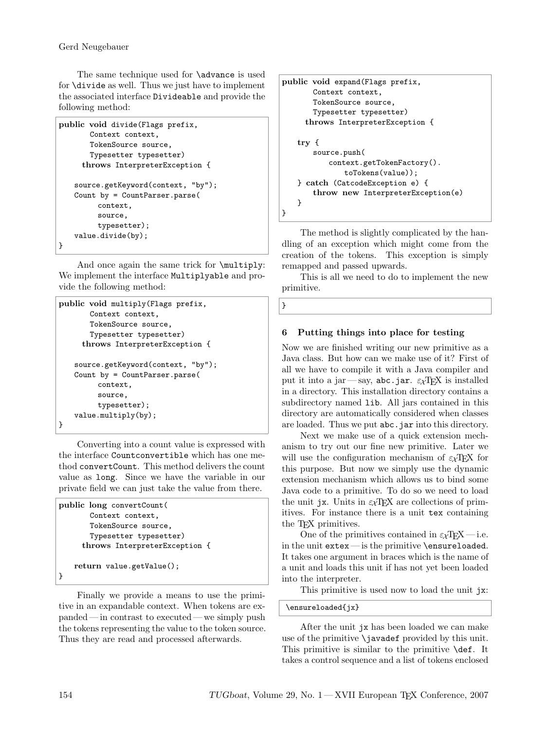The same technique used for `\advance` is used for `\divide` as well. Thus we just have to implement the associated interface `Divideable` and provide the following method:

```
public void divide(Flags prefix,
       Context context,
       TokenSource source,
       Typesetter typesetter)
     throws InterpreterException {

   source.getKeyword(context, "by");
   Count by = CountParser.parse(
         context,
         source,
         typesetter);
   value.divide(by);
}
```

And once again the same trick for `\multiply`: We implement the interface `Multiplyable` and provide the following method:

```
public void multiply(Flags prefix,
       Context context,
       TokenSource source,
       Typesetter typesetter)
     throws InterpreterException {

   source.getKeyword(context, "by");
   Count by = CountParser.parse(
         context,
         source,
         typesetter);
   value.multiply(by);
}
```

Converting into a count value is expressed with the interface `Countconvertible` which has one method `convertCount`. This method delivers the count value as `long`. Since we have the variable in our private field we can just take the value from there.

```
public long convertCount(
       Context context,
       TokenSource source,
       Typesetter typesetter)
     throws InterpreterException {

   return value.getValue();
}
```

Finally we provide a means to use the primitive in an expandable context. When tokens are expanded — in contrast to executed — we simply push the tokens representing the value to the token source. Thus they are read and processed afterwards.

```
public void expand(Flags prefix,
       Context context,
       TokenSource source,
       Typesetter typesetter)
     throws InterpreterException {

   try {
       source.push(
           context.getTokenFactory().
               toTokens(value));
   } catch (CatcodeException e) {
       throw new InterpreterException(e)
   }
}
```

The method is slightly complicated by the handling of an exception which might come from the creation of the tokens. This exception is simply remapped and passed upwards.

This is all we need to do to implement the new primitive.

```
}
```

## 6 Putting things into place for testing

Now we are finished writing our new primitive as a Java class. But how can we make use of it? First of all we have to compile it with a Java compiler and put it into a jar — say, `abc.jar`. $\varepsilon_\mathcal{X}$TEX is installed in a directory. This installation directory contains a subdirectory named `lib`. All jars contained in this directory are automatically considered when classes are loaded. Thus we put `abc.jar` into this directory.

Next we make use of a quick extension mechanism to try out our fine new primitive. Later we will use the configuration mechanism of $\varepsilon_\mathcal{X}$TEX for this purpose. But now we simply use the dynamic extension mechanism which allows us to bind some Java code to a primitive. To do so we need to load the unit `jx`. Units in $\varepsilon_\mathcal{X}$TEX are collections of primitives. For instance there is a unit `tex` containing the TEX primitives.

One of the primitives contained in $\varepsilon_\mathcal{X}$TEX — i.e. in the unit `extex` — is the primitive `\ensureloaded`. It takes one argument in braces which is the name of a unit and loads this unit if has not yet been loaded into the interpreter.

This primitive is used now to load the unit `jx`:

```
\ensureloaded{jx}
```

After the unit `jx` has been loaded we can make use of the primitive `\javadef` provided by this unit. This primitive is similar to the primitive `\def`. It takes a control sequence and a list of tokens enclosed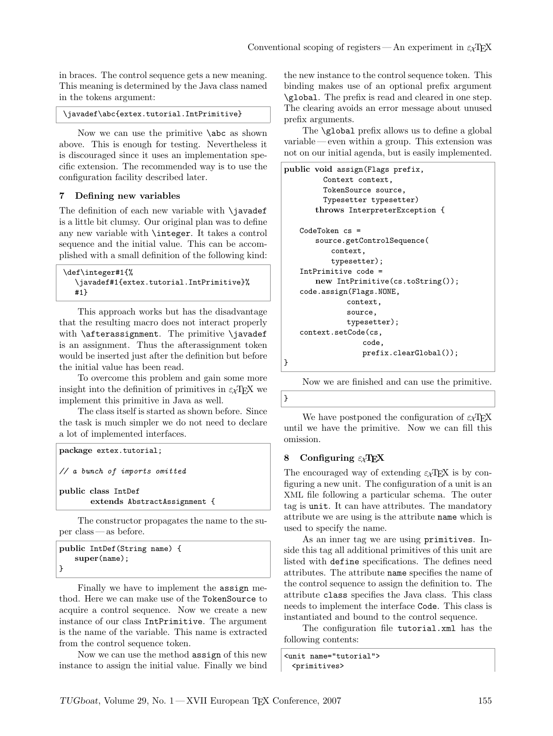in braces. The control sequence gets a new meaning. This meaning is determined by the Java class named in the tokens argument:

```
\javadef\abc{extex.tutorial.IntPrimitive}
```

Now we can use the primitive `\abc` as shown above. This is enough for testing. Nevertheless it is discouraged since it uses an implementation specific extension. The recommended way is to use the configuration facility described later.

## 7 Defining new variables

The definition of each new variable with `\javadef` is a little bit clumsy. Our original plan was to define any new variable with `\integer`. It takes a control sequence and the initial value. This can be accomplished with a small definition of the following kind:

```
\def\integer#1{%
  \javadef#1{extex.tutorial.IntPrimitive}%
  #1}
```

This approach works but has the disadvantage that the resulting macro does not interact properly with `\afterassignment`. The primitive `\javadef` is an assignment. Thus the afterassignment token would be inserted just after the definition but before the initial value has been read.

To overcome this problem and gain some more insight into the definition of primitives in $\varepsilon_\chi$TEX we implement this primitive in Java as well.

The class itself is started as shown before. Since the task is much simpler we do not need to declare a lot of implemented interfaces.

```
package extex.tutorial;

// a bunch of imports omitted

public class IntDef
      extends AbstractAssignment {
```

The constructor propagates the name to the super class — as before.

```
public IntDef(String name) {
   super(name);
}
```

Finally we have to implement the `assign` method. Here we can make use of the `TokenSource` to acquire a control sequence. Now we create a new instance of our class `IntPrimitive`. The argument is the name of the variable. This name is extracted from the control sequence token.

Now we can use the method `assign` of this new instance to assign the initial value. Finally we bind the new instance to the control sequence token. This binding makes use of an optional prefix argument `\global`. The prefix is read and cleared in one step. The clearing avoids an error message about unused prefix arguments.

The `\global` prefix allows us to define a global variable — even within a group. This extension was not on our initial agenda, but is easily implemented.

```
public void assign(Flags prefix,
          Context context,
          TokenSource source,
          Typesetter typesetter)
       throws InterpreterException {

    CodeToken cs =
       source.getControlSequence(
          context,
          typesetter);
    IntPrimitive code =
       new IntPrimitive(cs.toString());
    code.assign(Flags.NONE,
             context,
             source,
             typesetter);
    context.setCode(cs,
                code,
                prefix.clearGlobal());
}
```

Now we are finished and can use the primitive.

```
}
```

We have postponed the configuration of $\varepsilon_\chi$TEX until we have the primitive. Now we can fill this omission.

## 8 Configuring $\varepsilon_\chi$TEX

The encouraged way of extending $\varepsilon_\chi$TEX is by configuring a new unit. The configuration of a unit is an XML file following a particular schema. The outer tag is `unit`. It can have attributes. The mandatory attribute we are using is the attribute `name` which is used to specify the name.

As an inner tag we are using `primitives`. Inside this tag all additional primitives of this unit are listed with `define` specifications. The defines need attributes. The attribute `name` specifies the name of the control sequence to assign the definition to. The attribute `class` specifies the Java class. This class needs to implement the interface `Code`. This class is instantiated and bound to the control sequence.

The configuration file `tutorial.xml` has the following contents:

```
<unit name="tutorial">
  <primitives>
```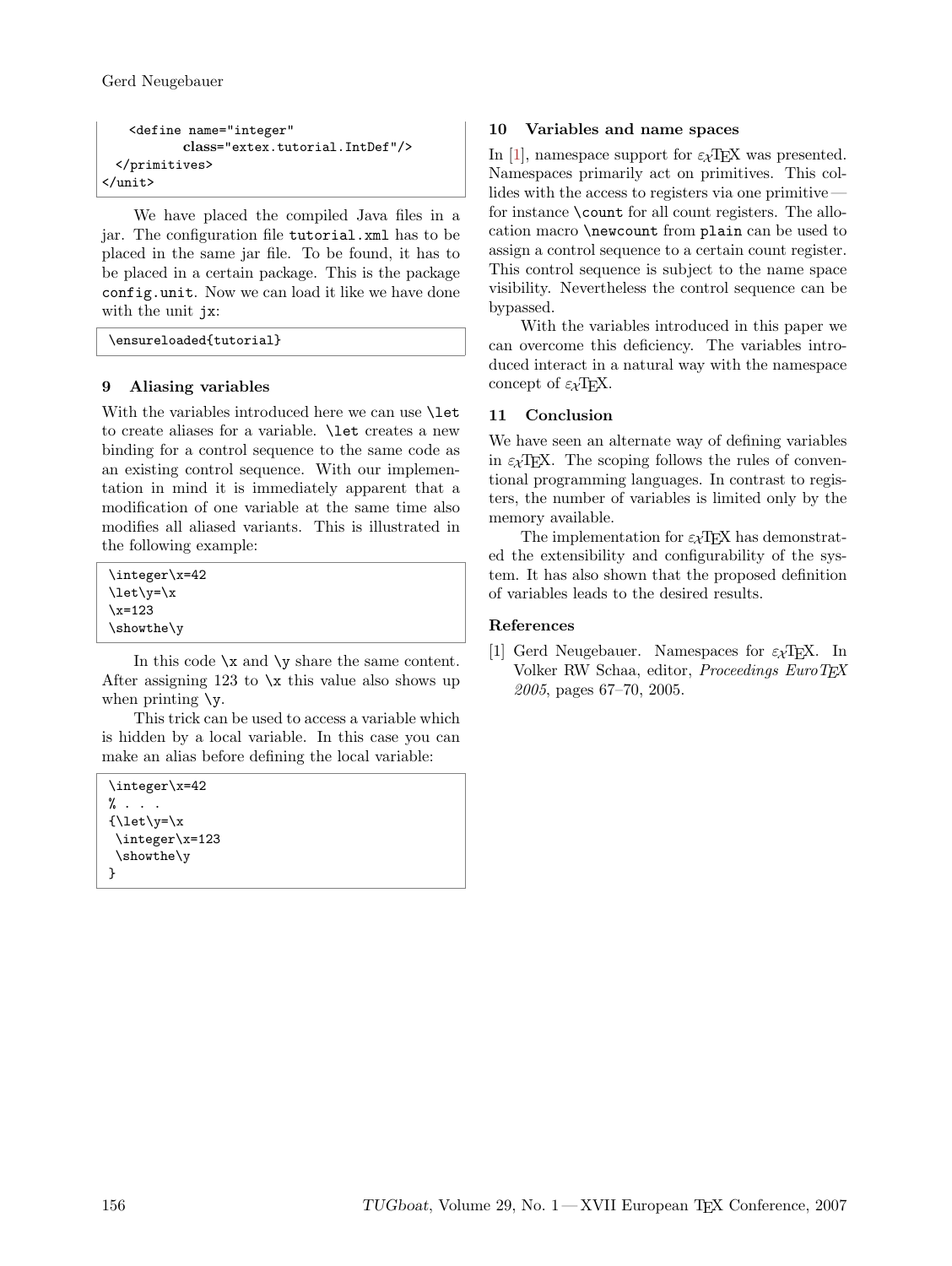```
    <define name="integer"
            class="extex.tutorial.IntDef"/>
  </primitives>
</unit>
```

We have placed the compiled Java files in a jar. The configuration file `tutorial.xml` has to be placed in the same jar file. To be found, it has to be placed in a certain package. This is the package `config.unit`. Now we can load it like we have done with the unit `jx`:

```
\ensureloaded{tutorial}
```

## 9 Aliasing variables

With the variables introduced here we can use `\let` to create aliases for a variable. `\let` creates a new binding for a control sequence to the same code as an existing control sequence. With our implementation in mind it is immediately apparent that a modification of one variable at the same time also modifies all aliased variants. This is illustrated in the following example:

```
\integer\x=42
\let\y=\x
\x=123
\showthe\y
```

In this code `\x` and `\y` share the same content. After assigning 123 to `\x` this value also shows up when printing `\y`.

This trick can be used to access a variable which is hidden by a local variable. In this case you can make an alias before defining the local variable:

```
\integer\x=42
% . . .
{\let\y=\x
 \integer\x=123
 \showthe\y
}
```

## 10 Variables and name spaces

In [1], namespace support for $\varepsilon_\chi$TEX was presented. Namespaces primarily act on primitives. This collides with the access to registers via one primitive — for instance `\count` for all count registers. The allocation macro `\newcount` from `plain` can be used to assign a control sequence to a certain count register. This control sequence is subject to the name space visibility. Nevertheless the control sequence can be bypassed.

With the variables introduced in this paper we can overcome this deficiency. The variables introduced interact in a natural way with the namespace concept of $\varepsilon_\chi$TEX.

## 11 Conclusion

We have seen an alternate way of defining variables in $\varepsilon_\chi$TEX. The scoping follows the rules of conventional programming languages. In contrast to registers, the number of variables is limited only by the memory available.

The implementation for $\varepsilon_\chi$TEX has demonstrated the extensibility and configurability of the system. It has also shown that the proposed definition of variables leads to the desired results.

## References

[1] Gerd Neugebauer. Namespaces for $\varepsilon_\chi$TEX. In Volker RW Schaa, editor, *Proceedings EuroTEX 2005*, pages 67–70, 2005.